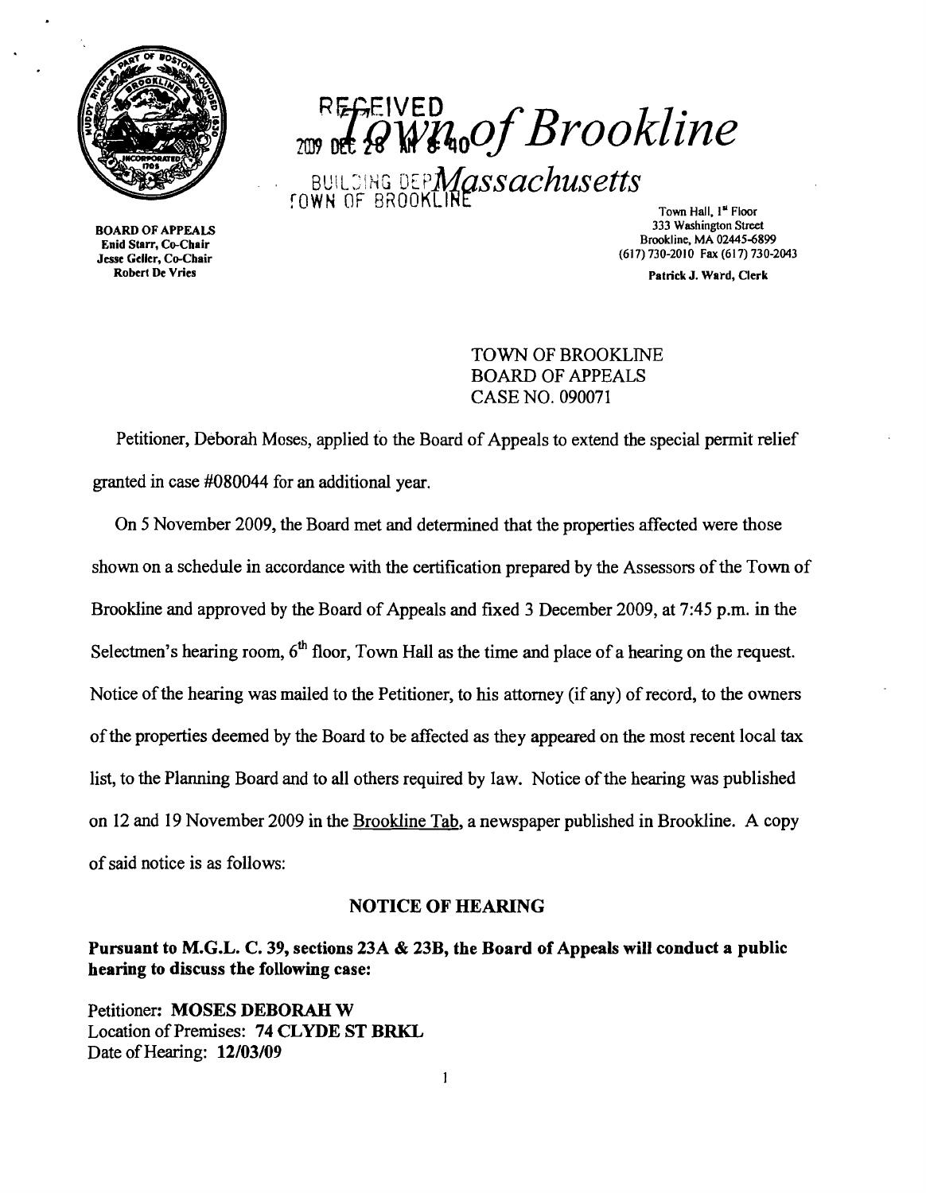RECEIVED 2009 DEC 28 AM 8:40

# Town of Brookline

## Massachusetts

BUILDING DEPT. TOWN OF BROOKLINE

BOARD OF APPEALS
Enid Starr, Co-Chair
Jesse Geller, Co-Chair
Robert De Vries

Town Hall, 1st Floor
333 Washington Street
Brookline, MA 02445-6899
(617) 730-2010 Fax (617) 730-2043

Patrick J. Ward, Clerk

TOWN OF BROOKLINE
BOARD OF APPEALS
CASE NO. 090071

Petitioner, Deborah Moses, applied to the Board of Appeals to extend the special permit relief granted in case #080044 for an additional year.

On 5 November 2009, the Board met and determined that the properties affected were those shown on a schedule in accordance with the certification prepared by the Assessors of the Town of Brookline and approved by the Board of Appeals and fixed 3 December 2009, at 7:45 p.m. in the Selectmen's hearing room, 6th floor, Town Hall as the time and place of a hearing on the request. Notice of the hearing was mailed to the Petitioner, to his attorney (if any) of record, to the owners of the properties deemed by the Board to be affected as they appeared on the most recent local tax list, to the Planning Board and to all others required by law. Notice of the hearing was published on 12 and 19 November 2009 in the Brookline Tab, a newspaper published in Brookline. A copy of said notice is as follows:

### NOTICE OF HEARING

**Pursuant to M.G.L. C. 39, sections 23A & 23B, the Board of Appeals will conduct a public hearing to discuss the following case:**

Petitioner: **MOSES DEBORAH W**
Location of Premises: **74 CLYDE ST BRKL**
Date of Hearing: **12/03/09**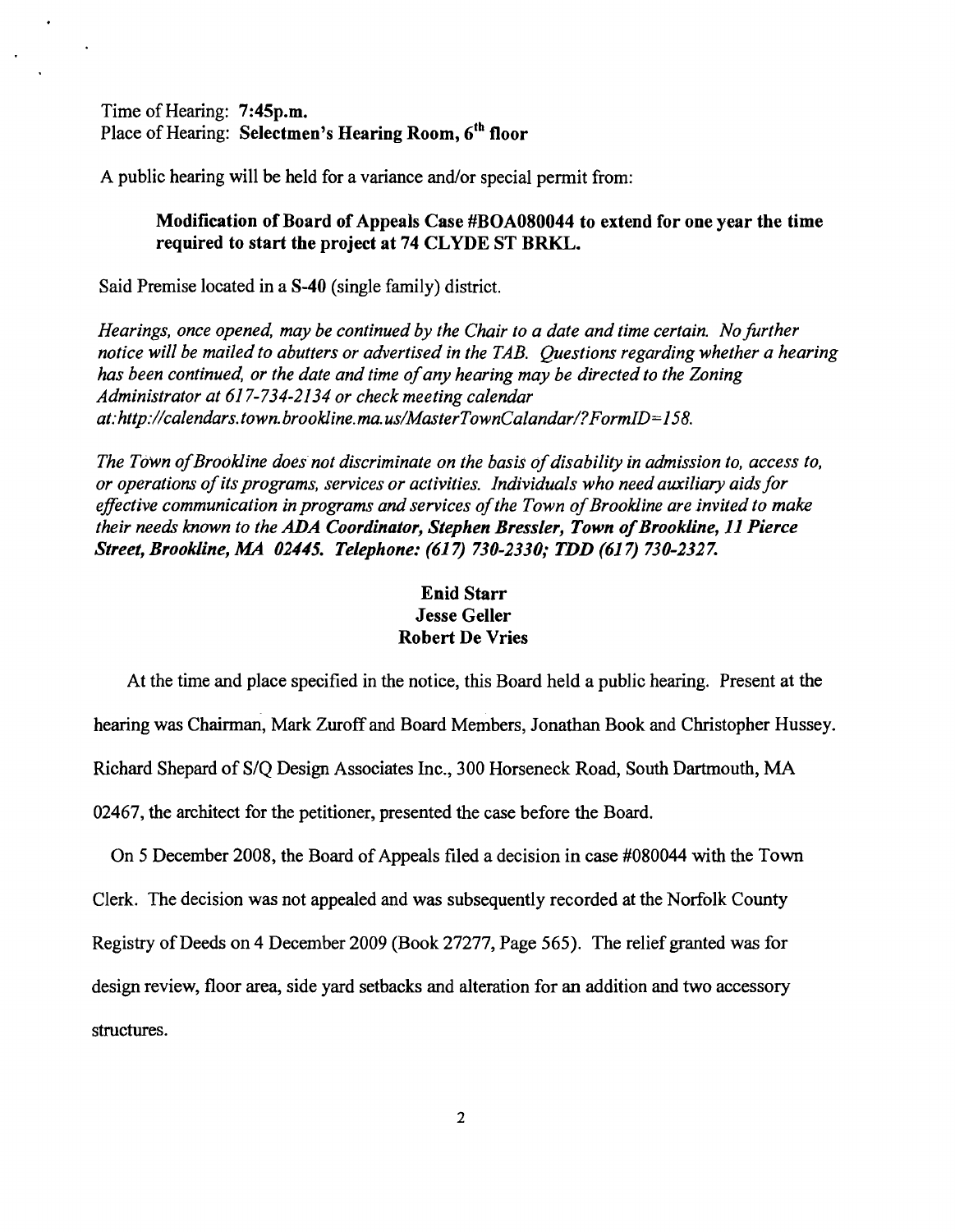Time of Hearing: **7:45p.m.**
Place of Hearing: **Selectmen's Hearing Room, 6th floor**

A public hearing will be held for a variance and/or special permit from:

**Modification of Board of Appeals Case #BOA080044 to extend for one year the time required to start the project at 74 CLYDE ST BRKL.**

Said Premise located in a **S-40** (single family) district.

*Hearings, once opened, may be continued by the Chair to a date and time certain. No further notice will be mailed to abutters or advertised in the TAB. Questions regarding whether a hearing has been continued, or the date and time of any hearing may be directed to the Zoning Administrator at 617-734-2134 or check meeting calendar at:http://calendars.town.brookline.ma.us/MasterTownCalandar/?FormID=158.*

*The Town of Brookline does not discriminate on the basis of disability in admission to, access to, or operations of its programs, services or activities. Individuals who need auxiliary aids for effective communication in programs and services of the Town of Brookline are invited to make their needs known to the* ***ADA Coordinator, Stephen Bressler, Town of Brookline, 11 Pierce Street, Brookline, MA 02445. Telephone: (617) 730-2330; TDD (617) 730-2327.***

**Enid Starr**
**Jesse Geller**
**Robert De Vries**

At the time and place specified in the notice, this Board held a public hearing. Present at the hearing was Chairman, Mark Zuroff and Board Members, Jonathan Book and Christopher Hussey. Richard Shepard of S/Q Design Associates Inc., 300 Horseneck Road, South Dartmouth, MA 02467, the architect for the petitioner, presented the case before the Board.

On 5 December 2008, the Board of Appeals filed a decision in case #080044 with the Town Clerk. The decision was not appealed and was subsequently recorded at the Norfolk County Registry of Deeds on 4 December 2009 (Book 27277, Page 565). The relief granted was for design review, floor area, side yard setbacks and alteration for an addition and two accessory structures.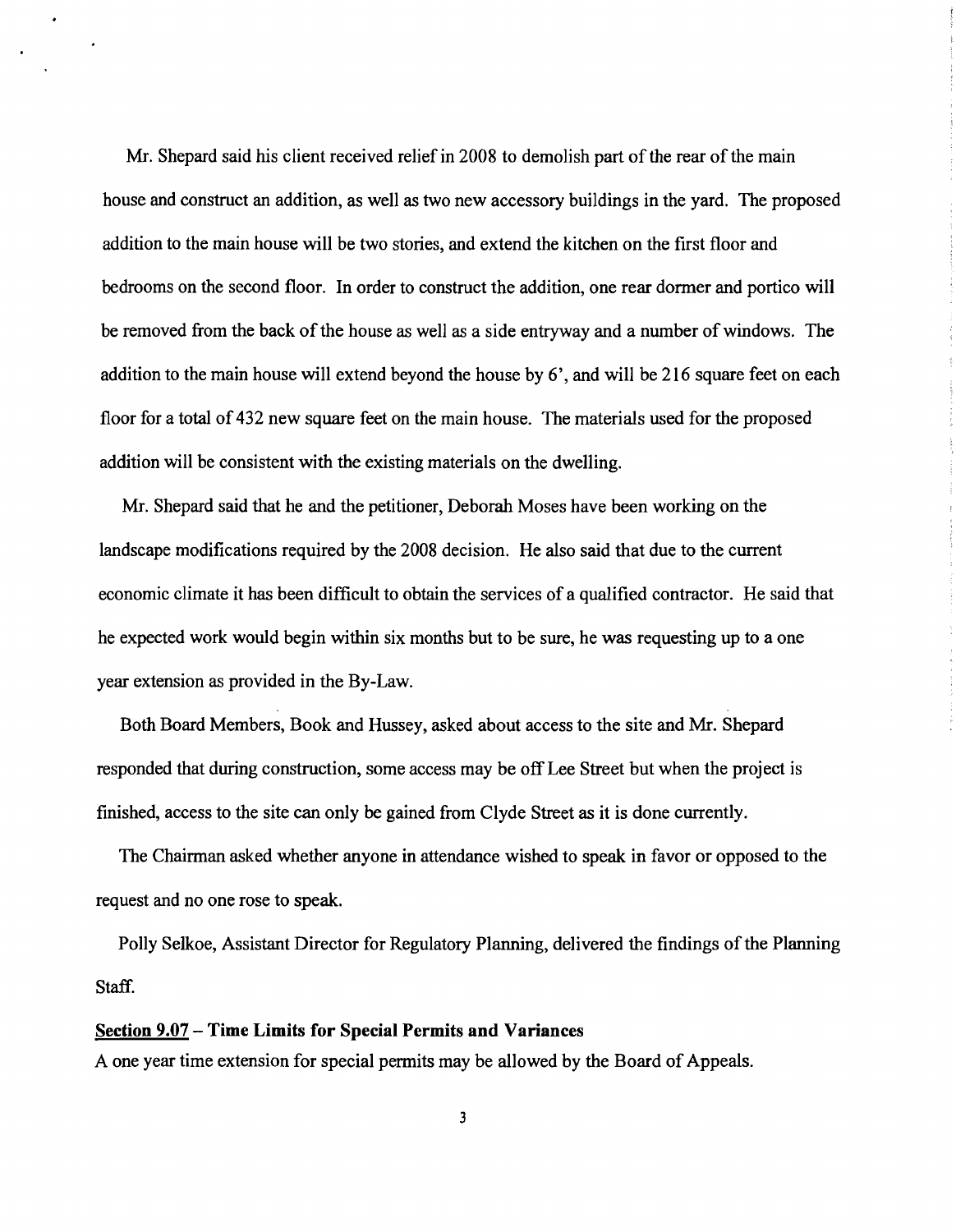Mr. Shepard said his client received relief in 2008 to demolish part of the rear of the main house and construct an addition, as well as two new accessory buildings in the yard. The proposed addition to the main house will be two stories, and extend the kitchen on the first floor and bedrooms on the second floor. In order to construct the addition, one rear dormer and portico will be removed from the back of the house as well as a side entryway and a number of windows. The addition to the main house will extend beyond the house by 6', and will be 216 square feet on each floor for a total of 432 new square feet on the main house. The materials used for the proposed addition will be consistent with the existing materials on the dwelling.

Mr. Shepard said that he and the petitioner, Deborah Moses have been working on the landscape modifications required by the 2008 decision. He also said that due to the current economic climate it has been difficult to obtain the services of a qualified contractor. He said that he expected work would begin within six months but to be sure, he was requesting up to a one year extension as provided in the By-Law.

Both Board Members, Book and Hussey, asked about access to the site and Mr. Shepard responded that during construction, some access may be off Lee Street but when the project is finished, access to the site can only be gained from Clyde Street as it is done currently.

The Chairman asked whether anyone in attendance wished to speak in favor or opposed to the request and no one rose to speak.

Polly Selkoe, Assistant Director for Regulatory Planning, delivered the findings of the Planning Staff.

**<u>Section 9.07</u> – Time Limits for Special Permits and Variances**

A one year time extension for special permits may be allowed by the Board of Appeals.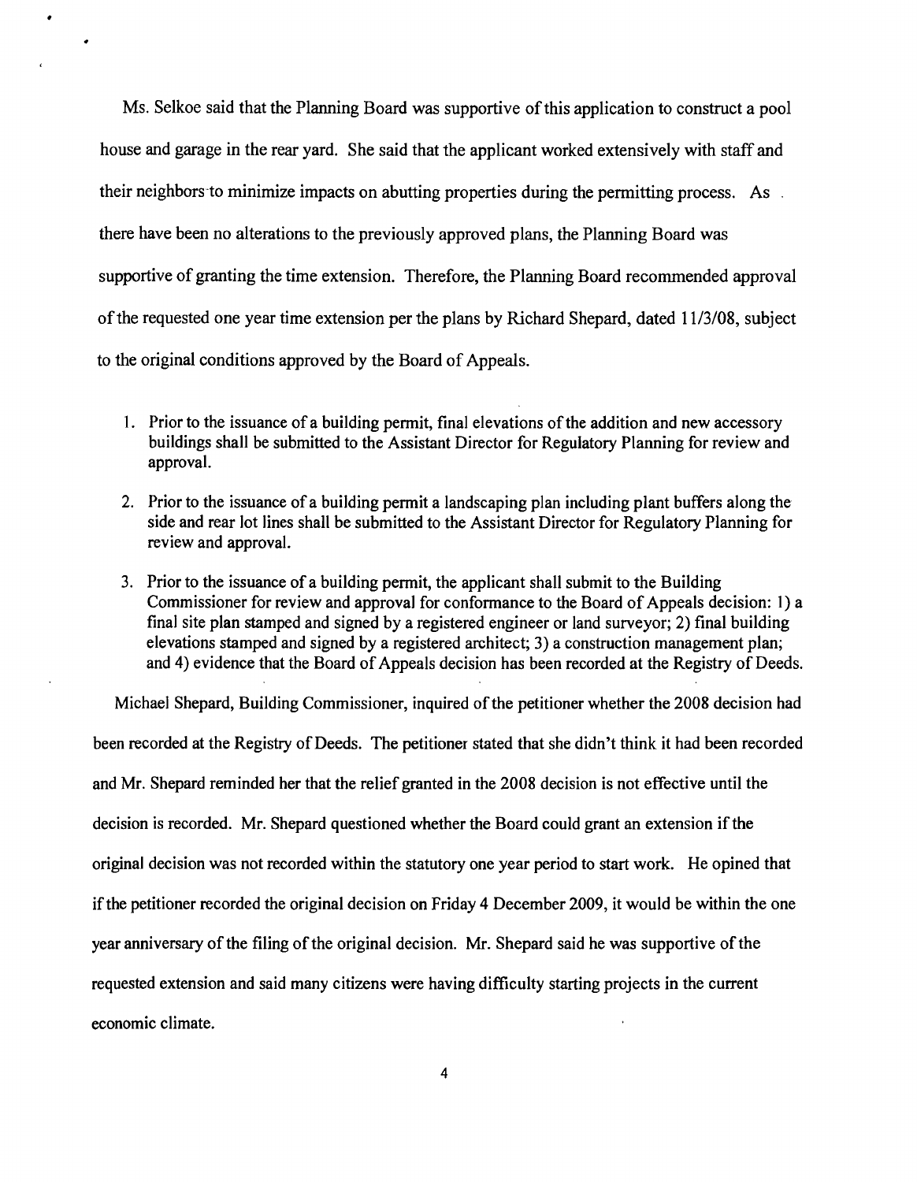Ms. Selkoe said that the Planning Board was supportive of this application to construct a pool house and garage in the rear yard. She said that the applicant worked extensively with staff and their neighbors to minimize impacts on abutting properties during the permitting process. As there have been no alterations to the previously approved plans, the Planning Board was supportive of granting the time extension. Therefore, the Planning Board recommended approval of the requested one year time extension per the plans by Richard Shepard, dated 11/3/08, subject to the original conditions approved by the Board of Appeals.

1. Prior to the issuance of a building permit, final elevations of the addition and new accessory buildings shall be submitted to the Assistant Director for Regulatory Planning for review and approval.
2. Prior to the issuance of a building permit a landscaping plan including plant buffers along the side and rear lot lines shall be submitted to the Assistant Director for Regulatory Planning for review and approval.
3. Prior to the issuance of a building permit, the applicant shall submit to the Building Commissioner for review and approval for conformance to the Board of Appeals decision: 1) a final site plan stamped and signed by a registered engineer or land surveyor; 2) final building elevations stamped and signed by a registered architect; 3) a construction management plan; and 4) evidence that the Board of Appeals decision has been recorded at the Registry of Deeds.

Michael Shepard, Building Commissioner, inquired of the petitioner whether the 2008 decision had been recorded at the Registry of Deeds. The petitioner stated that she didn't think it had been recorded and Mr. Shepard reminded her that the relief granted in the 2008 decision is not effective until the decision is recorded. Mr. Shepard questioned whether the Board could grant an extension if the original decision was not recorded within the statutory one year period to start work. He opined that if the petitioner recorded the original decision on Friday 4 December 2009, it would be within the one year anniversary of the filing of the original decision. Mr. Shepard said he was supportive of the requested extension and said many citizens were having difficulty starting projects in the current economic climate.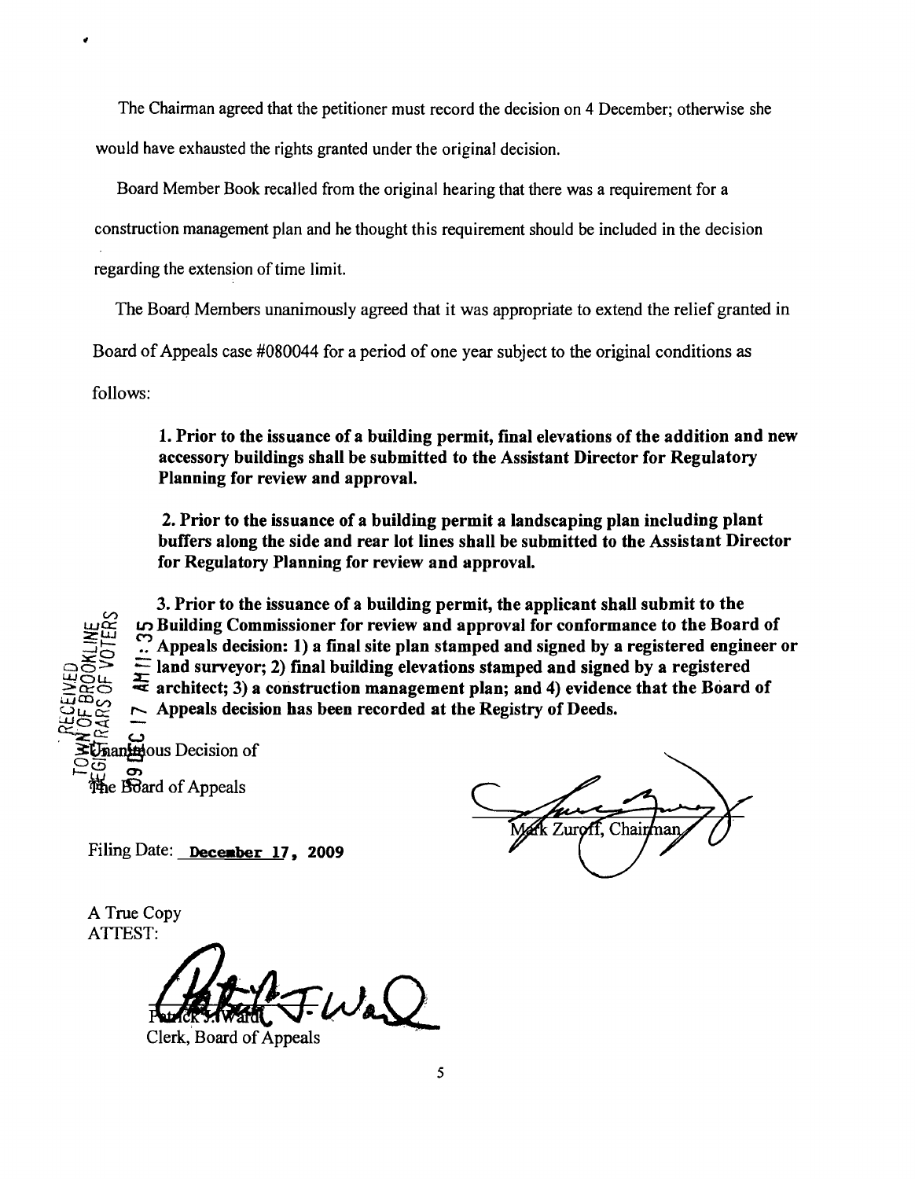The Chairman agreed that the petitioner must record the decision on 4 December; otherwise she would have exhausted the rights granted under the original decision.

Board Member Book recalled from the original hearing that there was a requirement for a construction management plan and he thought this requirement should be included in the decision regarding the extension of time limit.

The Board Members unanimously agreed that it was appropriate to extend the relief granted in Board of Appeals case #080044 for a period of one year subject to the original conditions as follows:

> **1. Prior to the issuance of a building permit, final elevations of the addition and new accessory buildings shall be submitted to the Assistant Director for Regulatory Planning for review and approval.**
>
> **2. Prior to the issuance of a building permit a landscaping plan including plant buffers along the side and rear lot lines shall be submitted to the Assistant Director for Regulatory Planning for review and approval.**
>
> **3. Prior to the issuance of a building permit, the applicant shall submit to the Building Commissioner for review and approval for conformance to the Board of Appeals decision: 1) a final site plan stamped and signed by a registered engineer or land surveyor; 2) final building elevations stamped and signed by a registered architect; 3) a construction management plan; and 4) evidence that the Board of Appeals decision has been recorded at the Registry of Deeds.**

RECEIVED
TOWN OF BROOKLINE
REGISTRARS OF VOTERS
09 DEC 17 AM 11:35

Unanimous Decision of
The Board of Appeals

Mark Zuroff, Chairman

Filing Date: December 17, 2009

A True Copy
ATTEST:

Patrick J. Ward
Clerk, Board of Appeals